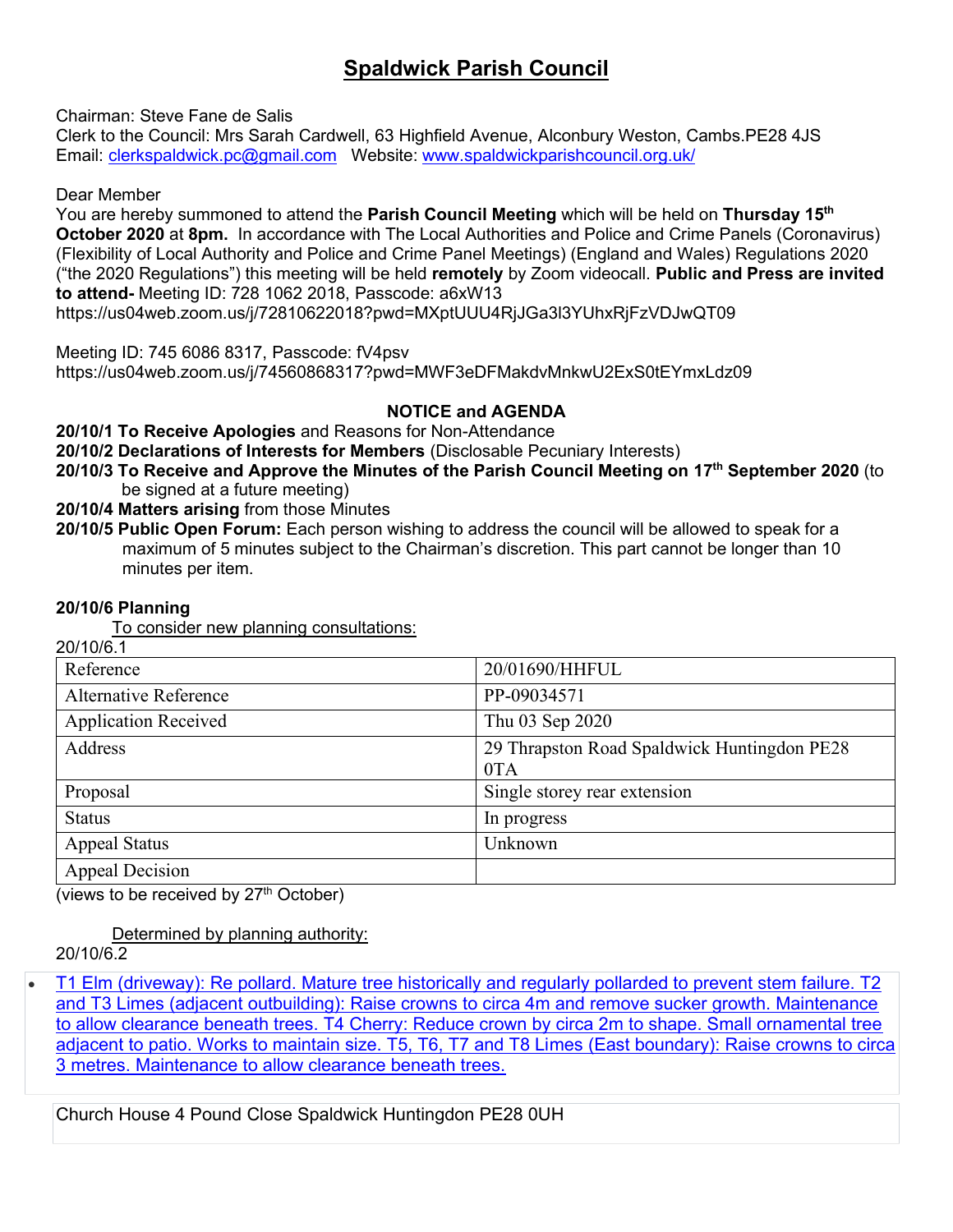# Spaldwick Parish Council

Chairman: Steve Fane de Salis
Clerk to the Council: Mrs Sarah Cardwell, 63 Highfield Avenue, Alconbury Weston, Cambs.PE28 4JS
Email: clerkspaldwick.pc@gmail.com Website: www.spaldwickparishcouncil.org.uk/

Dear Member
You are hereby summoned to attend the **Parish Council Meeting** which will be held on **Thursday 15th October 2020** at **8pm.** In accordance with The Local Authorities and Police and Crime Panels (Coronavirus) (Flexibility of Local Authority and Police and Crime Panel Meetings) (England and Wales) Regulations 2020 ("the 2020 Regulations") this meeting will be held **remotely** by Zoom videocall. **Public and Press are invited to attend-** Meeting ID: 728 1062 2018, Passcode: a6xW13
https://us04web.zoom.us/j/72810622018?pwd=MXptUUU4RjJGa3l3YUhxRjFzVDJwQT09

Meeting ID: 745 6086 8317, Passcode: fV4psv
https://us04web.zoom.us/j/74560868317?pwd=MWF3eDFMakdvMnkwU2ExS0tEYmxLdz09

## NOTICE and AGENDA

**20/10/1 To Receive Apologies** and Reasons for Non-Attendance

**20/10/2 Declarations of Interests for Members** (Disclosable Pecuniary Interests)

**20/10/3 To Receive and Approve the Minutes of the Parish Council Meeting on 17th September 2020** (to be signed at a future meeting)

**20/10/4 Matters arising** from those Minutes

**20/10/5 Public Open Forum:** Each person wishing to address the council will be allowed to speak for a maximum of 5 minutes subject to the Chairman's discretion. This part cannot be longer than 10 minutes per item.

**20/10/6 Planning**

To consider new planning consultations:

20/10/6.1

| Reference | 20/01690/HHFUL |
|---|---|
| Alternative Reference | PP-09034571 |
| Application Received | Thu 03 Sep 2020 |
| Address | 29 Thrapston Road Spaldwick Huntingdon PE28 0TA |
| Proposal | Single storey rear extension |
| Status | In progress |
| Appeal Status | Unknown |
| Appeal Decision | |

(views to be received by 27th October)

Determined by planning authority:

20/10/6.2

- T1 Elm (driveway): Re pollard. Mature tree historically and regularly pollarded to prevent stem failure. T2 and T3 Limes (adjacent outbuilding): Raise crowns to circa 4m and remove sucker growth. Maintenance to allow clearance beneath trees. T4 Cherry: Reduce crown by circa 2m to shape. Small ornamental tree adjacent to patio. Works to maintain size. T5, T6, T7 and T8 Limes (East boundary): Raise crowns to circa 3 metres. Maintenance to allow clearance beneath trees.

Church House 4 Pound Close Spaldwick Huntingdon PE28 0UH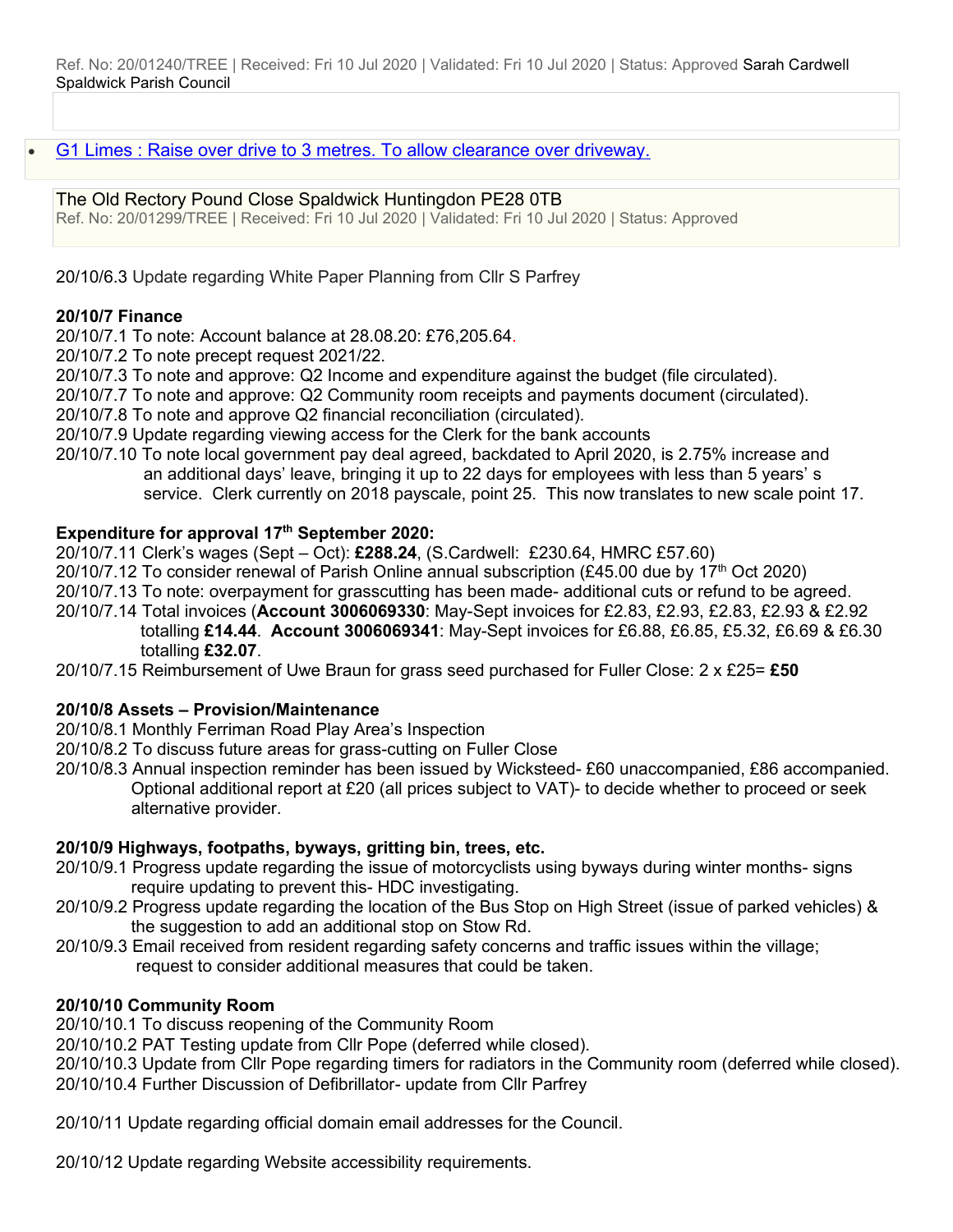Ref. No: 20/01240/TREE | Received: Fri 10 Jul 2020 | Validated: Fri 10 Jul 2020 | Status: Approved Sarah Cardwell Spaldwick Parish Council

- G1 Limes : Raise over drive to 3 metres. To allow clearance over driveway.

The Old Rectory Pound Close Spaldwick Huntingdon PE28 0TB
Ref. No: 20/01299/TREE | Received: Fri 10 Jul 2020 | Validated: Fri 10 Jul 2020 | Status: Approved

20/10/6.3 Update regarding White Paper Planning from Cllr S Parfrey

**20/10/7 Finance**

20/10/7.1 To note: Account balance at 28.08.20: £76,205.64.
20/10/7.2 To note precept request 2021/22.
20/10/7.3 To note and approve: Q2 Income and expenditure against the budget (file circulated).
20/10/7.7 To note and approve: Q2 Community room receipts and payments document (circulated).
20/10/7.8 To note and approve Q2 financial reconciliation (circulated).
20/10/7.9 Update regarding viewing access for the Clerk for the bank accounts
20/10/7.10 To note local government pay deal agreed, backdated to April 2020, is 2.75% increase and an additional days' leave, bringing it up to 22 days for employees with less than 5 years' s service. Clerk currently on 2018 payscale, point 25. This now translates to new scale point 17.

**Expenditure for approval 17th September 2020:**

20/10/7.11 Clerk's wages (Sept – Oct): **£288.24**, (S.Cardwell: £230.64, HMRC £57.60)
20/10/7.12 To consider renewal of Parish Online annual subscription (£45.00 due by 17th Oct 2020)
20/10/7.13 To note: overpayment for grasscutting has been made- additional cuts or refund to be agreed.
20/10/7.14 Total invoices (**Account 3006069330**: May-Sept invoices for £2.83, £2.93, £2.83, £2.93 & £2.92 totalling **£14.44**. **Account 3006069341**: May-Sept invoices for £6.88, £6.85, £5.32, £6.69 & £6.30 totalling **£32.07**.
20/10/7.15 Reimbursement of Uwe Braun for grass seed purchased for Fuller Close: 2 x £25= **£50**

**20/10/8 Assets – Provision/Maintenance**

20/10/8.1 Monthly Ferriman Road Play Area's Inspection
20/10/8.2 To discuss future areas for grass-cutting on Fuller Close
20/10/8.3 Annual inspection reminder has been issued by Wicksteed- £60 unaccompanied, £86 accompanied. Optional additional report at £20 (all prices subject to VAT)- to decide whether to proceed or seek alternative provider.

**20/10/9 Highways, footpaths, byways, gritting bin, trees, etc.**

20/10/9.1 Progress update regarding the issue of motorcyclists using byways during winter months- signs require updating to prevent this- HDC investigating.
20/10/9.2 Progress update regarding the location of the Bus Stop on High Street (issue of parked vehicles) & the suggestion to add an additional stop on Stow Rd.
20/10/9.3 Email received from resident regarding safety concerns and traffic issues within the village; request to consider additional measures that could be taken.

**20/10/10 Community Room**

20/10/10.1 To discuss reopening of the Community Room
20/10/10.2 PAT Testing update from Cllr Pope (deferred while closed).
20/10/10.3 Update from Cllr Pope regarding timers for radiators in the Community room (deferred while closed).
20/10/10.4 Further Discussion of Defibrillator- update from Cllr Parfrey

20/10/11 Update regarding official domain email addresses for the Council.

20/10/12 Update regarding Website accessibility requirements.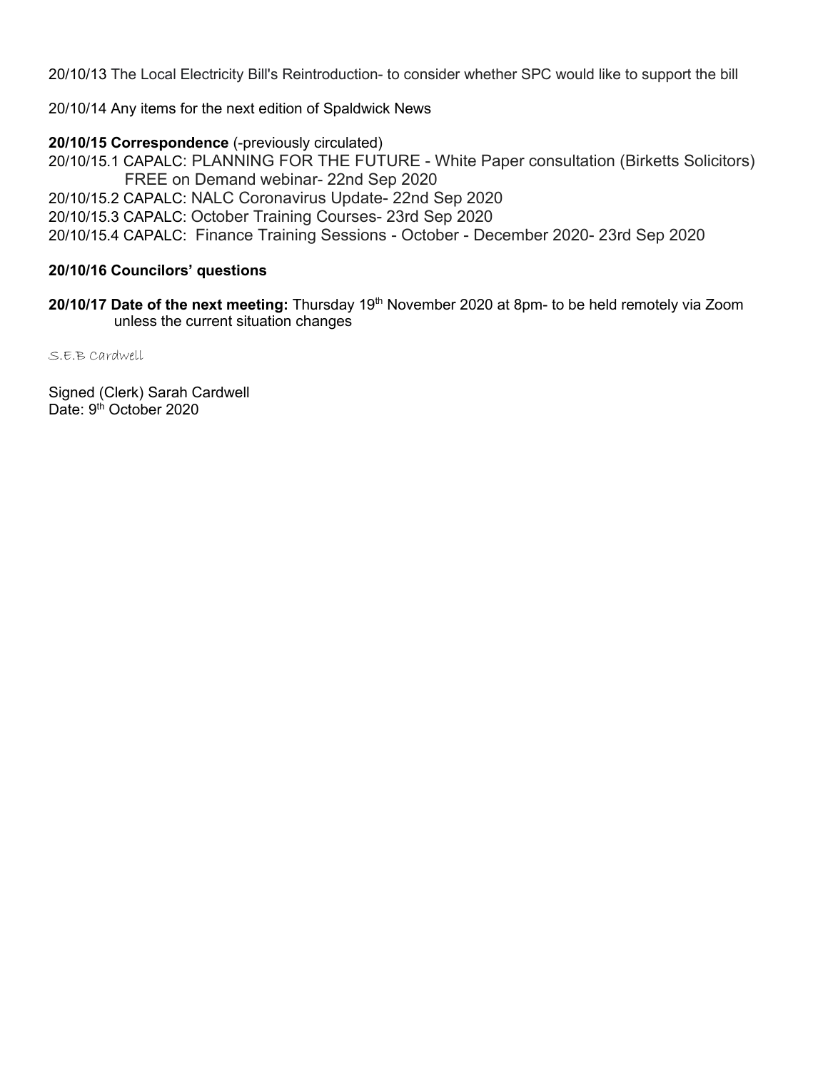20/10/13 The Local Electricity Bill's Reintroduction- to consider whether SPC would like to support the bill

20/10/14 Any items for the next edition of Spaldwick News

**20/10/15 Correspondence** (-previously circulated)

20/10/15.1 CAPALC: PLANNING FOR THE FUTURE - White Paper consultation (Birketts Solicitors) FREE on Demand webinar- 22nd Sep 2020

20/10/15.2 CAPALC: NALC Coronavirus Update- 22nd Sep 2020

20/10/15.3 CAPALC: October Training Courses- 23rd Sep 2020

20/10/15.4 CAPALC: Finance Training Sessions - October - December 2020- 23rd Sep 2020

**20/10/16 Councilors' questions**

**20/10/17 Date of the next meeting:** Thursday 19th November 2020 at 8pm- to be held remotely via Zoom unless the current situation changes

S.E.B Cardwell

Signed (Clerk) Sarah Cardwell
Date: 9th October 2020